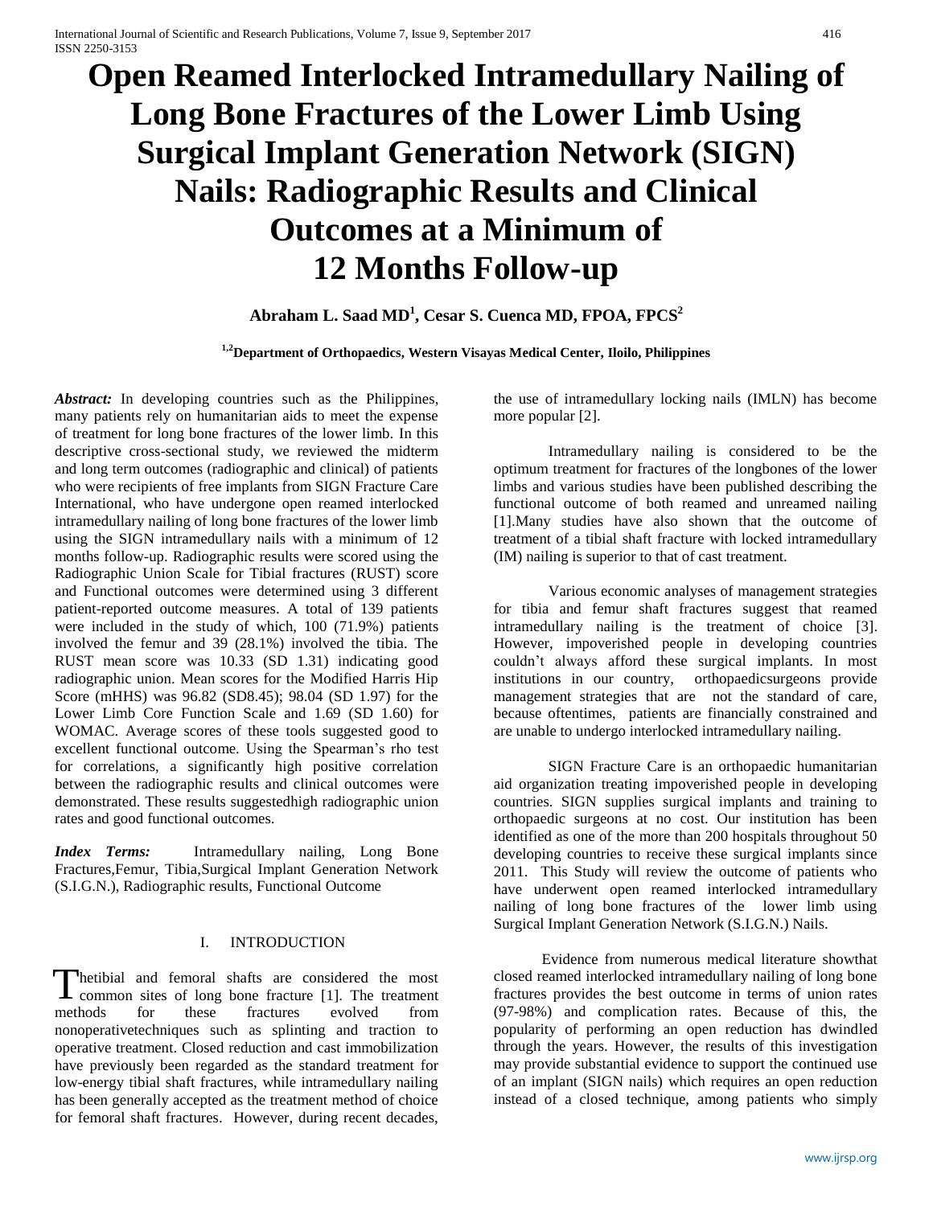# Open Reamed Interlocked Intramedullary Nailing of Long Bone Fractures of the Lower Limb Using Surgical Implant Generation Network (SIGN) Nails: Radiographic Results and Clinical Outcomes at a Minimum of 12 Months Follow-up

**Abraham L. Saad MD[1], Cesar S. Cuenca MD, FPOA, FPCS[2]**

**[1,2]Department of Orthopaedics, Western Visayas Medical Center, Iloilo, Philippines**

***Abstract:*** In developing countries such as the Philippines, many patients rely on humanitarian aids to meet the expense of treatment for long bone fractures of the lower limb. In this descriptive cross-sectional study, we reviewed the midterm and long term outcomes (radiographic and clinical) of patients who were recipients of free implants from SIGN Fracture Care International, who have undergone open reamed interlocked intramedullary nailing of long bone fractures of the lower limb using the SIGN intramedullary nails with a minimum of 12 months follow-up. Radiographic results were scored using the Radiographic Union Scale for Tibial fractures (RUST) score and Functional outcomes were determined using 3 different patient-reported outcome measures. A total of 139 patients were included in the study of which, 100 (71.9%) patients involved the femur and 39 (28.1%) involved the tibia. The RUST mean score was 10.33 (SD 1.31) indicating good radiographic union. Mean scores for the Modified Harris Hip Score (mHHS) was 96.82 (SD8.45); 98.04 (SD 1.97) for the Lower Limb Core Function Scale and 1.69 (SD 1.60) for WOMAC. Average scores of these tools suggested good to excellent functional outcome. Using the Spearman's rho test for correlations, a significantly high positive correlation between the radiographic results and clinical outcomes were demonstrated. These results suggestedhigh radiographic union rates and good functional outcomes.

***Index Terms:*** Intramedullary nailing, Long Bone Fractures,Femur, Tibia,Surgical Implant Generation Network (S.I.G.N.), Radiographic results, Functional Outcome

## I. INTRODUCTION

Thetibial and femoral shafts are considered the most common sites of long bone fracture [1]. The treatment methods for these fractures evolved from nonoperativetechniques such as splinting and traction to operative treatment. Closed reduction and cast immobilization have previously been regarded as the standard treatment for low-energy tibial shaft fractures, while intramedullary nailing has been generally accepted as the treatment method of choice for femoral shaft fractures. However, during recent decades, the use of intramedullary locking nails (IMLN) has become more popular [2].

Intramedullary nailing is considered to be the optimum treatment for fractures of the longbones of the lower limbs and various studies have been published describing the functional outcome of both reamed and unreamed nailing [1].Many studies have also shown that the outcome of treatment of a tibial shaft fracture with locked intramedullary (IM) nailing is superior to that of cast treatment.

Various economic analyses of management strategies for tibia and femur shaft fractures suggest that reamed intramedullary nailing is the treatment of choice [3]. However, impoverished people in developing countries couldn't always afford these surgical implants. In most institutions in our country, orthopaedicsurgeons provide management strategies that are not the standard of care, because oftentimes, patients are financially constrained and are unable to undergo interlocked intramedullary nailing.

SIGN Fracture Care is an orthopaedic humanitarian aid organization treating impoverished people in developing countries. SIGN supplies surgical implants and training to orthopaedic surgeons at no cost. Our institution has been identified as one of the more than 200 hospitals throughout 50 developing countries to receive these surgical implants since 2011. This Study will review the outcome of patients who have underwent open reamed interlocked intramedullary nailing of long bone fractures of the lower limb using Surgical Implant Generation Network (S.I.G.N.) Nails.

Evidence from numerous medical literature showthat closed reamed interlocked intramedullary nailing of long bone fractures provides the best outcome in terms of union rates (97-98%) and complication rates. Because of this, the popularity of performing an open reduction has dwindled through the years. However, the results of this investigation may provide substantial evidence to support the continued use of an implant (SIGN nails) which requires an open reduction instead of a closed technique, among patients who simply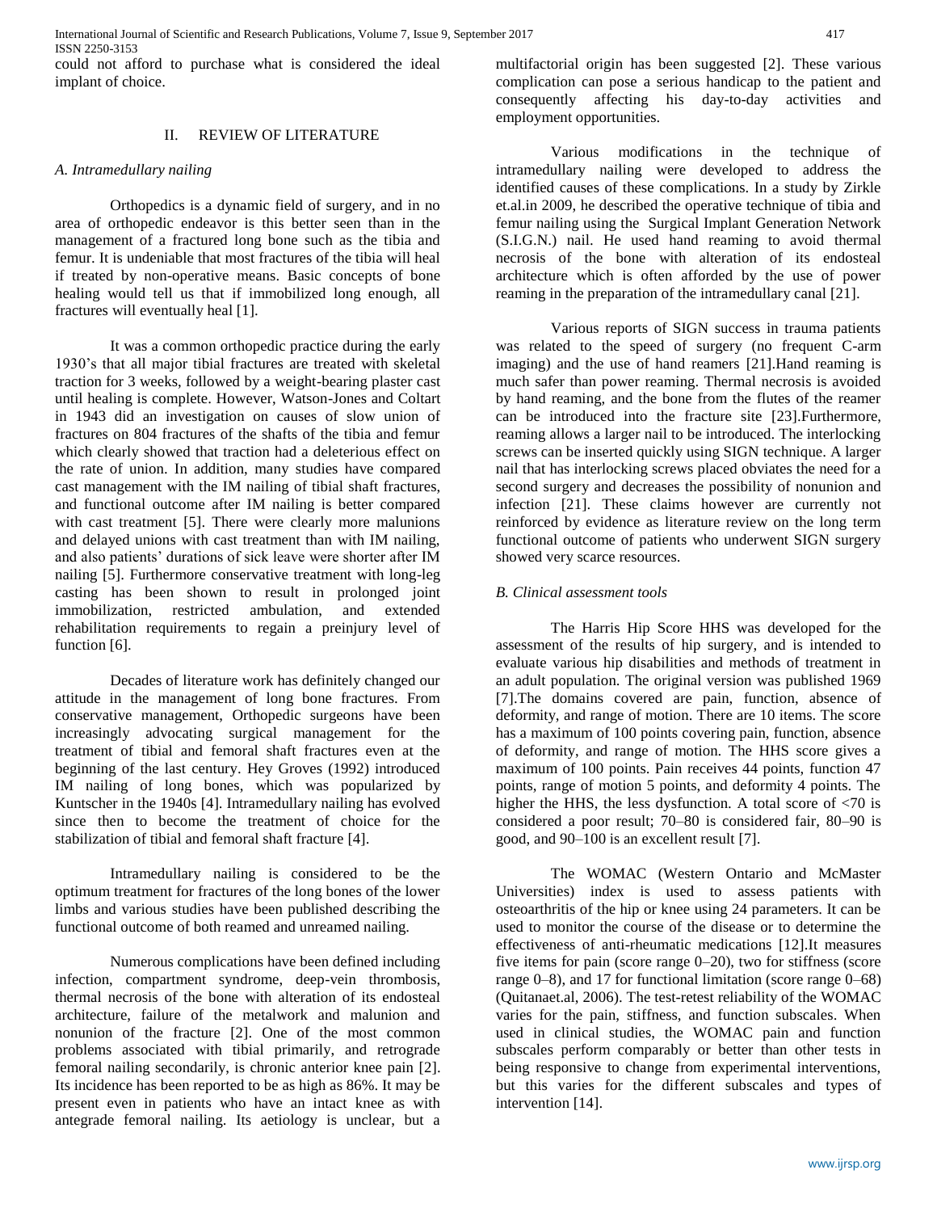could not afford to purchase what is considered the ideal implant of choice.

## II. REVIEW OF LITERATURE

### *A. Intramedullary nailing*

Orthopedics is a dynamic field of surgery, and in no area of orthopedic endeavor is this better seen than in the management of a fractured long bone such as the tibia and femur. It is undeniable that most fractures of the tibia will heal if treated by non-operative means. Basic concepts of bone healing would tell us that if immobilized long enough, all fractures will eventually heal [1].

It was a common orthopedic practice during the early 1930's that all major tibial fractures are treated with skeletal traction for 3 weeks, followed by a weight-bearing plaster cast until healing is complete. However, Watson-Jones and Coltart in 1943 did an investigation on causes of slow union of fractures on 804 fractures of the shafts of the tibia and femur which clearly showed that traction had a deleterious effect on the rate of union. In addition, many studies have compared cast management with the IM nailing of tibial shaft fractures, and functional outcome after IM nailing is better compared with cast treatment [5]. There were clearly more malunions and delayed unions with cast treatment than with IM nailing, and also patients' durations of sick leave were shorter after IM nailing [5]. Furthermore conservative treatment with long-leg casting has been shown to result in prolonged joint immobilization, restricted ambulation, and extended rehabilitation requirements to regain a preinjury level of function [6].

Decades of literature work has definitely changed our attitude in the management of long bone fractures. From conservative management, Orthopedic surgeons have been increasingly advocating surgical management for the treatment of tibial and femoral shaft fractures even at the beginning of the last century. Hey Groves (1992) introduced IM nailing of long bones, which was popularized by Kuntscher in the 1940s [4]. Intramedullary nailing has evolved since then to become the treatment of choice for the stabilization of tibial and femoral shaft fracture [4].

Intramedullary nailing is considered to be the optimum treatment for fractures of the long bones of the lower limbs and various studies have been published describing the functional outcome of both reamed and unreamed nailing.

Numerous complications have been defined including infection, compartment syndrome, deep-vein thrombosis, thermal necrosis of the bone with alteration of its endosteal architecture, failure of the metalwork and malunion and nonunion of the fracture [2]. One of the most common problems associated with tibial primarily, and retrograde femoral nailing secondarily, is chronic anterior knee pain [2]. Its incidence has been reported to be as high as 86%. It may be present even in patients who have an intact knee as with antegrade femoral nailing. Its aetiology is unclear, but a multifactorial origin has been suggested [2]. These various complication can pose a serious handicap to the patient and consequently affecting his day-to-day activities and employment opportunities.

Various modifications in the technique of intramedullary nailing were developed to address the identified causes of these complications. In a study by Zirkle et.al.in 2009, he described the operative technique of tibia and femur nailing using the Surgical Implant Generation Network (S.I.G.N.) nail. He used hand reaming to avoid thermal necrosis of the bone with alteration of its endosteal architecture which is often afforded by the use of power reaming in the preparation of the intramedullary canal [21].

Various reports of SIGN success in trauma patients was related to the speed of surgery (no frequent C-arm imaging) and the use of hand reamers [21].Hand reaming is much safer than power reaming. Thermal necrosis is avoided by hand reaming, and the bone from the flutes of the reamer can be introduced into the fracture site [23].Furthermore, reaming allows a larger nail to be introduced. The interlocking screws can be inserted quickly using SIGN technique. A larger nail that has interlocking screws placed obviates the need for a second surgery and decreases the possibility of nonunion and infection [21]. These claims however are currently not reinforced by evidence as literature review on the long term functional outcome of patients who underwent SIGN surgery showed very scarce resources.

### *B. Clinical assessment tools*

The Harris Hip Score HHS was developed for the assessment of the results of hip surgery, and is intended to evaluate various hip disabilities and methods of treatment in an adult population. The original version was published 1969 [7].The domains covered are pain, function, absence of deformity, and range of motion. There are 10 items. The score has a maximum of 100 points covering pain, function, absence of deformity, and range of motion. The HHS score gives a maximum of 100 points. Pain receives 44 points, function 47 points, range of motion 5 points, and deformity 4 points. The higher the HHS, the less dysfunction. A total score of <70 is considered a poor result; 70–80 is considered fair, 80–90 is good, and 90–100 is an excellent result [7].

The WOMAC (Western Ontario and McMaster Universities) index is used to assess patients with osteoarthritis of the hip or knee using 24 parameters. It can be used to monitor the course of the disease or to determine the effectiveness of anti-rheumatic medications [12].It measures five items for pain (score range 0–20), two for stiffness (score range 0–8), and 17 for functional limitation (score range 0–68) (Quitanaet.al, 2006). The test-retest reliability of the WOMAC varies for the pain, stiffness, and function subscales. When used in clinical studies, the WOMAC pain and function subscales perform comparably or better than other tests in being responsive to change from experimental interventions, but this varies for the different subscales and types of intervention [14].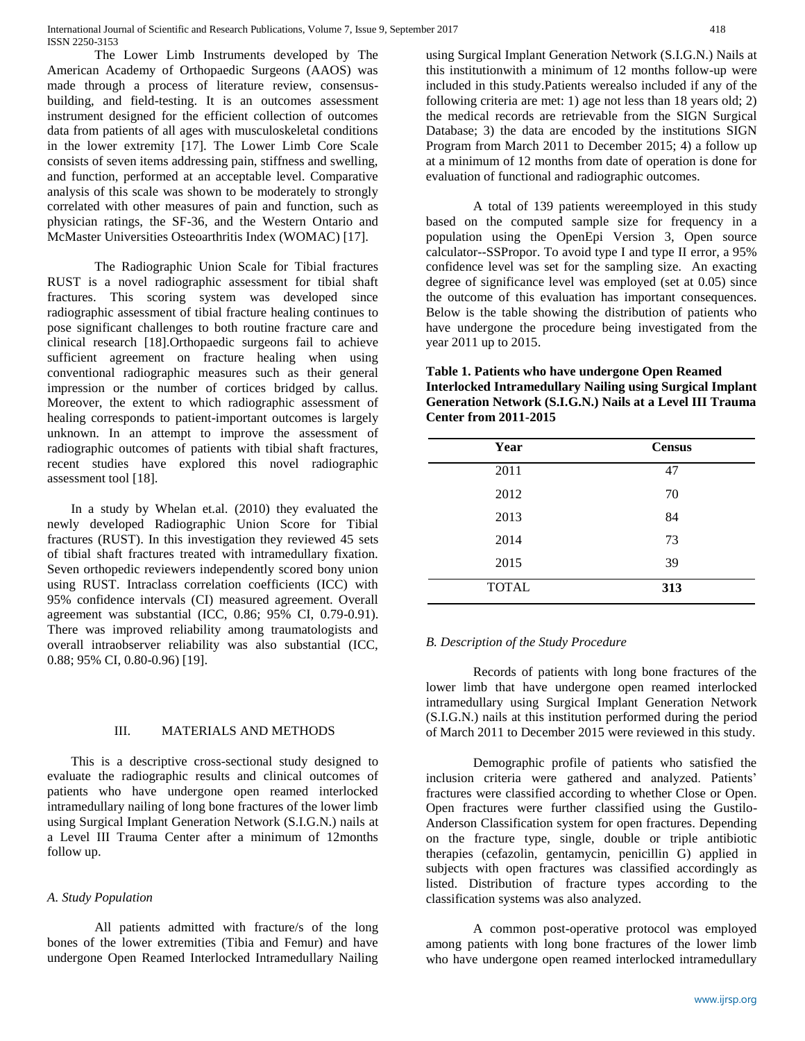The Lower Limb Instruments developed by The American Academy of Orthopaedic Surgeons (AAOS) was made through a process of literature review, consensus-building, and field-testing. It is an outcomes assessment instrument designed for the efficient collection of outcomes data from patients of all ages with musculoskeletal conditions in the lower extremity [17]. The Lower Limb Core Scale consists of seven items addressing pain, stiffness and swelling, and function, performed at an acceptable level. Comparative analysis of this scale was shown to be moderately to strongly correlated with other measures of pain and function, such as physician ratings, the SF-36, and the Western Ontario and McMaster Universities Osteoarthritis Index (WOMAC) [17].

The Radiographic Union Scale for Tibial fractures RUST is a novel radiographic assessment for tibial shaft fractures. This scoring system was developed since radiographic assessment of tibial fracture healing continues to pose significant challenges to both routine fracture care and clinical research [18].Orthopaedic surgeons fail to achieve sufficient agreement on fracture healing when using conventional radiographic measures such as their general impression or the number of cortices bridged by callus. Moreover, the extent to which radiographic assessment of healing corresponds to patient-important outcomes is largely unknown. In an attempt to improve the assessment of radiographic outcomes of patients with tibial shaft fractures, recent studies have explored this novel radiographic assessment tool [18].

In a study by Whelan et.al. (2010) they evaluated the newly developed Radiographic Union Score for Tibial fractures (RUST). In this investigation they reviewed 45 sets of tibial shaft fractures treated with intramedullary fixation. Seven orthopedic reviewers independently scored bony union using RUST. Intraclass correlation coefficients (ICC) with 95% confidence intervals (CI) measured agreement. Overall agreement was substantial (ICC, 0.86; 95% CI, 0.79-0.91). There was improved reliability among traumatologists and overall intraobserver reliability was also substantial (ICC, 0.88; 95% CI, 0.80-0.96) [19].

## III. MATERIALS AND METHODS

This is a descriptive cross-sectional study designed to evaluate the radiographic results and clinical outcomes of patients who have undergone open reamed interlocked intramedullary nailing of long bone fractures of the lower limb using Surgical Implant Generation Network (S.I.G.N.) nails at a Level III Trauma Center after a minimum of 12months follow up.

### *A. Study Population*

All patients admitted with fracture/s of the long bones of the lower extremities (Tibia and Femur) and have undergone Open Reamed Interlocked Intramedullary Nailing using Surgical Implant Generation Network (S.I.G.N.) Nails at this institutionwith a minimum of 12 months follow-up were included in this study.Patients werealso included if any of the following criteria are met: 1) age not less than 18 years old; 2) the medical records are retrievable from the SIGN Surgical Database; 3) the data are encoded by the institutions SIGN Program from March 2011 to December 2015; 4) a follow up at a minimum of 12 months from date of operation is done for evaluation of functional and radiographic outcomes.

A total of 139 patients wereemployed in this study based on the computed sample size for frequency in a population using the OpenEpi Version 3, Open source calculator--SSPropor. To avoid type I and type II error, a 95% confidence level was set for the sampling size. An exacting degree of significance level was employed (set at 0.05) since the outcome of this evaluation has important consequences. Below is the table showing the distribution of patients who have undergone the procedure being investigated from the year 2011 up to 2015.

**Table 1. Patients who have undergone Open Reamed Interlocked Intramedullary Nailing using Surgical Implant Generation Network (S.I.G.N.) Nails at a Level III Trauma Center from 2011-2015**

| Year | Census |
|---|---|
| 2011 | 47 |
| 2012 | 70 |
| 2013 | 84 |
| 2014 | 73 |
| 2015 | 39 |
| TOTAL | **313** |

### *B. Description of the Study Procedure*

Records of patients with long bone fractures of the lower limb that have undergone open reamed interlocked intramedullary using Surgical Implant Generation Network (S.I.G.N.) nails at this institution performed during the period of March 2011 to December 2015 were reviewed in this study.

Demographic profile of patients who satisfied the inclusion criteria were gathered and analyzed. Patients' fractures were classified according to whether Close or Open. Open fractures were further classified using the Gustilo-Anderson Classification system for open fractures. Depending on the fracture type, single, double or triple antibiotic therapies (cefazolin, gentamycin, penicillin G) applied in subjects with open fractures was classified accordingly as listed. Distribution of fracture types according to the classification systems was also analyzed.

A common post-operative protocol was employed among patients with long bone fractures of the lower limb who have undergone open reamed interlocked intramedullary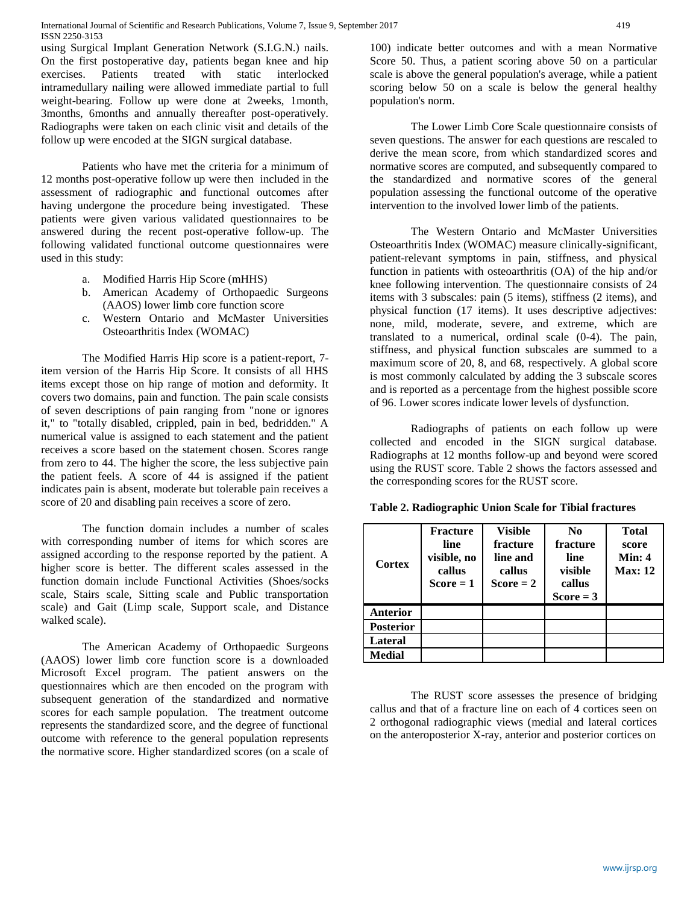using Surgical Implant Generation Network (S.I.G.N.) nails. On the first postoperative day, patients began knee and hip exercises. Patients treated with static interlocked intramedullary nailing were allowed immediate partial to full weight-bearing. Follow up were done at 2weeks, 1month, 3months, 6months and annually thereafter post-operatively. Radiographs were taken on each clinic visit and details of the follow up were encoded at the SIGN surgical database.

Patients who have met the criteria for a minimum of 12 months post-operative follow up were then included in the assessment of radiographic and functional outcomes after having undergone the procedure being investigated. These patients were given various validated questionnaires to be answered during the recent post-operative follow-up. The following validated functional outcome questionnaires were used in this study:

a. Modified Harris Hip Score (mHHS)
b. American Academy of Orthopaedic Surgeons (AAOS) lower limb core function score
c. Western Ontario and McMaster Universities Osteoarthritis Index (WOMAC)

The Modified Harris Hip score is a patient-report, 7-item version of the Harris Hip Score. It consists of all HHS items except those on hip range of motion and deformity. It covers two domains, pain and function. The pain scale consists of seven descriptions of pain ranging from "none or ignores it," to "totally disabled, crippled, pain in bed, bedridden." A numerical value is assigned to each statement and the patient receives a score based on the statement chosen. Scores range from zero to 44. The higher the score, the less subjective pain the patient feels. A score of 44 is assigned if the patient indicates pain is absent, moderate but tolerable pain receives a score of 20 and disabling pain receives a score of zero.

The function domain includes a number of scales with corresponding number of items for which scores are assigned according to the response reported by the patient. A higher score is better. The different scales assessed in the function domain include Functional Activities (Shoes/socks scale, Stairs scale, Sitting scale and Public transportation scale) and Gait (Limp scale, Support scale, and Distance walked scale).

The American Academy of Orthopaedic Surgeons (AAOS) lower limb core function score is a downloaded Microsoft Excel program. The patient answers on the questionnaires which are then encoded on the program with subsequent generation of the standardized and normative scores for each sample population. The treatment outcome represents the standardized score, and the degree of functional outcome with reference to the general population represents the normative score. Higher standardized scores (on a scale of 100) indicate better outcomes and with a mean Normative Score 50. Thus, a patient scoring above 50 on a particular scale is above the general population's average, while a patient scoring below 50 on a scale is below the general healthy population's norm.

The Lower Limb Core Scale questionnaire consists of seven questions. The answer for each questions are rescaled to derive the mean score, from which standardized scores and normative scores are computed, and subsequently compared to the standardized and normative scores of the general population assessing the functional outcome of the operative intervention to the involved lower limb of the patients.

The Western Ontario and McMaster Universities Osteoarthritis Index (WOMAC) measure clinically-significant, patient-relevant symptoms in pain, stiffness, and physical function in patients with osteoarthritis (OA) of the hip and/or knee following intervention. The questionnaire consists of 24 items with 3 subscales: pain (5 items), stiffness (2 items), and physical function (17 items). It uses descriptive adjectives: none, mild, moderate, severe, and extreme, which are translated to a numerical, ordinal scale (0-4). The pain, stiffness, and physical function subscales are summed to a maximum score of 20, 8, and 68, respectively. A global score is most commonly calculated by adding the 3 subscale scores and is reported as a percentage from the highest possible score of 96. Lower scores indicate lower levels of dysfunction.

Radiographs of patients on each follow up were collected and encoded in the SIGN surgical database. Radiographs at 12 months follow-up and beyond were scored using the RUST score. Table 2 shows the factors assessed and the corresponding scores for the RUST score.

**Table 2. Radiographic Union Scale for Tibial fractures**

| Cortex | Fracture line visible, no callus Score = 1 | Visible fracture line and callus Score = 2 | No fracture line visible callus Score = 3 | Total score Min: 4 Max: 12 |
|---|---|---|---|---|
| **Anterior** | | | | |
| **Posterior** | | | | |
| **Lateral** | | | | |
| **Medial** | | | | |

The RUST score assesses the presence of bridging callus and that of a fracture line on each of 4 cortices seen on 2 orthogonal radiographic views (medial and lateral cortices on the anteroposterior X-ray, anterior and posterior cortices on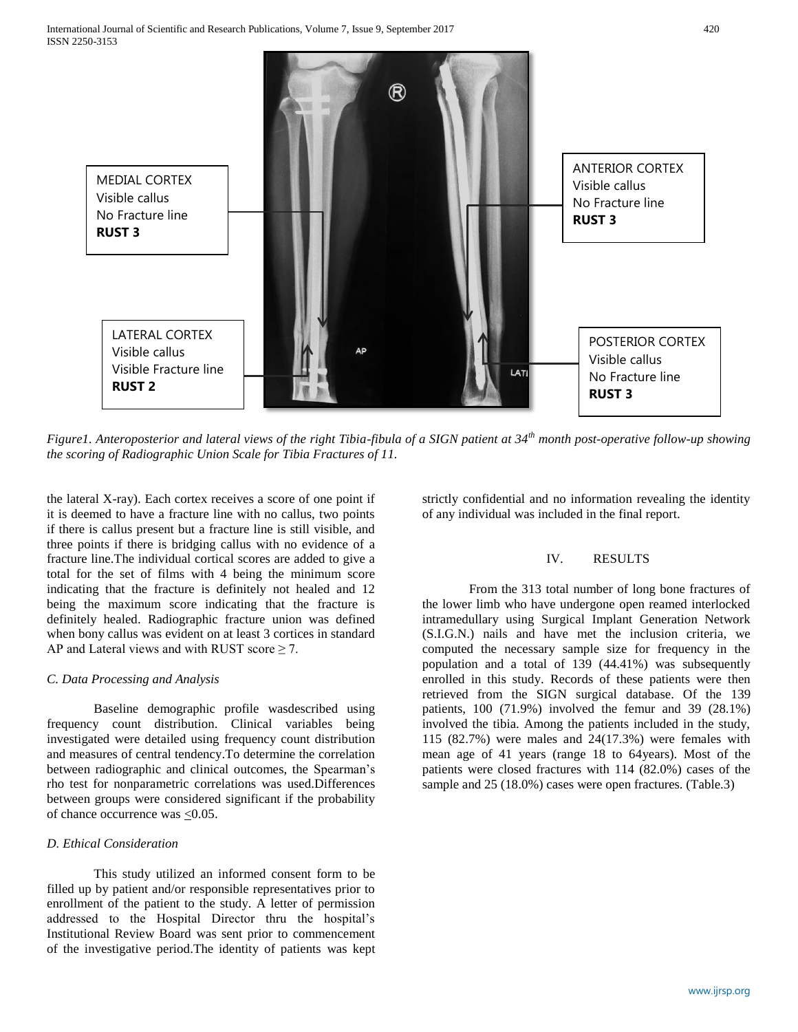MEDIAL CORTEX
Visible callus
No Fracture line
**RUST 3**

ANTERIOR CORTEX
Visible callus
No Fracture line
**RUST 3**

LATERAL CORTEX
Visible callus
Visible Fracture line
**RUST 2**

POSTERIOR CORTEX
Visible callus
No Fracture line
**RUST 3**

*Figure1. Anteroposterior and lateral views of the right Tibia-fibula of a SIGN patient at 34[th] month post-operative follow-up showing the scoring of Radiographic Union Scale for Tibia Fractures of 11.*

the lateral X-ray). Each cortex receives a score of one point if it is deemed to have a fracture line with no callus, two points if there is callus present but a fracture line is still visible, and three points if there is bridging callus with no evidence of a fracture line.The individual cortical scores are added to give a total for the set of films with 4 being the minimum score indicating that the fracture is definitely not healed and 12 being the maximum score indicating that the fracture is definitely healed. Radiographic fracture union was defined when bony callus was evident on at least 3 cortices in standard AP and Lateral views and with RUST score $\geq 7$.

### *C. Data Processing and Analysis*

Baseline demographic profile wasdescribed using frequency count distribution. Clinical variables being investigated were detailed using frequency count distribution and measures of central tendency.To determine the correlation between radiographic and clinical outcomes, the Spearman's rho test for nonparametric correlations was used.Differences between groups were considered significant if the probability of chance occurrence was $\leq 0.05$.

### *D. Ethical Consideration*

This study utilized an informed consent form to be filled up by patient and/or responsible representatives prior to enrollment of the patient to the study. A letter of permission addressed to the Hospital Director thru the hospital's Institutional Review Board was sent prior to commencement of the investigative period.The identity of patients was kept strictly confidential and no information revealing the identity of any individual was included in the final report.

## IV. RESULTS

From the 313 total number of long bone fractures of the lower limb who have undergone open reamed interlocked intramedullary using Surgical Implant Generation Network (S.I.G.N.) nails and have met the inclusion criteria, we computed the necessary sample size for frequency in the population and a total of 139 (44.41%) was subsequently enrolled in this study. Records of these patients were then retrieved from the SIGN surgical database. Of the 139 patients, 100 (71.9%) involved the femur and 39 (28.1%) involved the tibia. Among the patients included in the study, 115 (82.7%) were males and 24(17.3%) were females with mean age of 41 years (range 18 to 64years). Most of the patients were closed fractures with 114 (82.0%) cases of the sample and 25 (18.0%) cases were open fractures. (Table.3)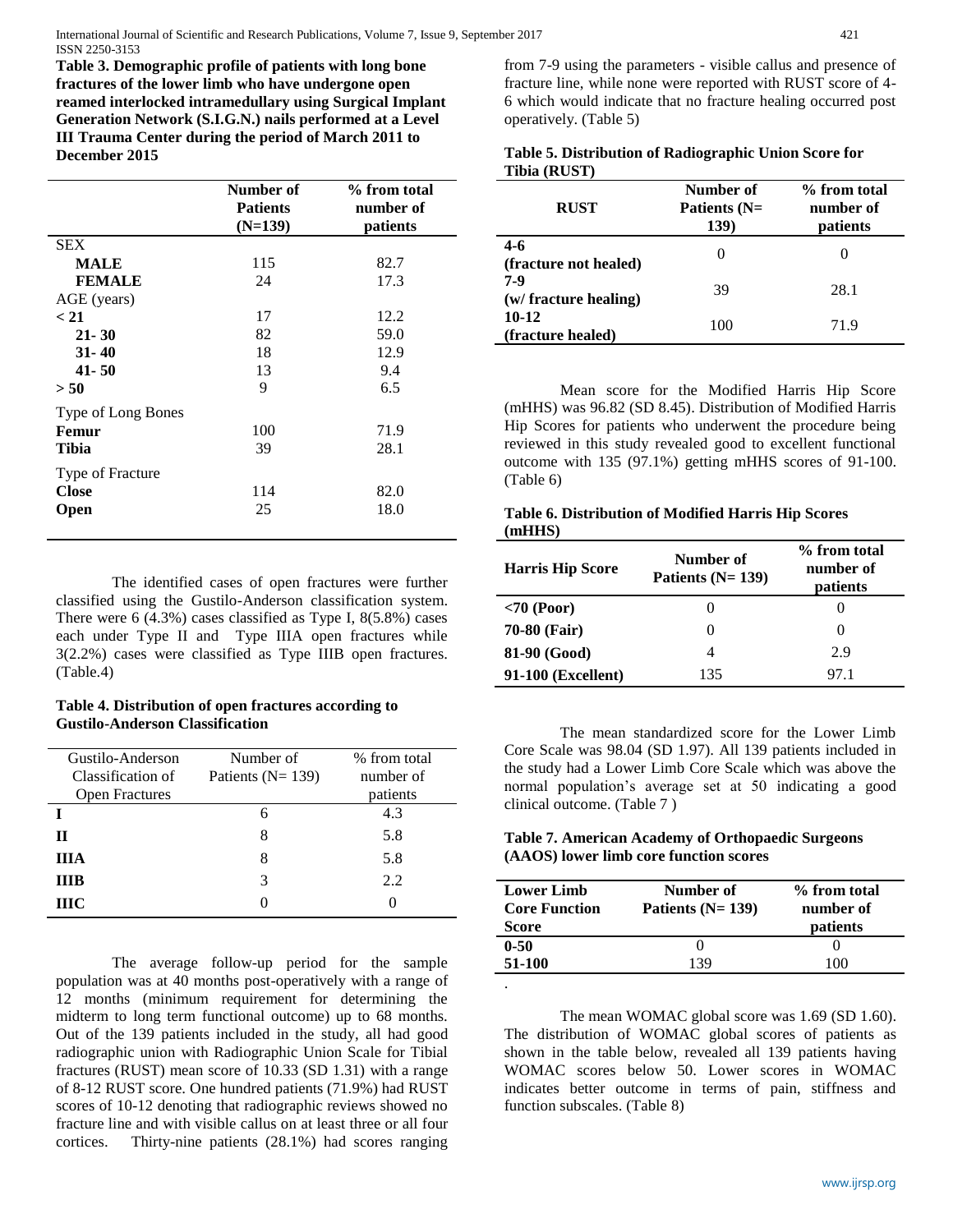**Table 3. Demographic profile of patients with long bone fractures of the lower limb who have undergone open reamed interlocked intramedullary using Surgical Implant Generation Network (S.I.G.N.) nails performed at a Level III Trauma Center during the period of March 2011 to December 2015**

| | Number of Patients (N=139) | % from total number of patients |
|---|---|---|
| SEX | | |
| **MALE** | 115 | 82.7 |
| **FEMALE** | 24 | 17.3 |
| AGE (years) | | |
| **< 21** | 17 | 12.2 |
| **21- 30** | 82 | 59.0 |
| **31- 40** | 18 | 12.9 |
| **41- 50** | 13 | 9.4 |
| **> 50** | 9 | 6.5 |
| Type of Long Bones | | |
| **Femur** | 100 | 71.9 |
| **Tibia** | 39 | 28.1 |
| Type of Fracture | | |
| **Close** | 114 | 82.0 |
| **Open** | 25 | 18.0 |

The identified cases of open fractures were further classified using the Gustilo-Anderson classification system. There were 6 (4.3%) cases classified as Type I, 8(5.8%) cases each under Type II and Type IIIA open fractures while 3(2.2%) cases were classified as Type IIIB open fractures. (Table.4)

**Table 4. Distribution of open fractures according to Gustilo-Anderson Classification**

| Gustilo-Anderson Classification of Open Fractures | Number of Patients (N= 139) | % from total number of patients |
|---|---|---|
| **I** | 6 | 4.3 |
| **II** | 8 | 5.8 |
| **IIIA** | 8 | 5.8 |
| **IIIB** | 3 | 2.2 |
| **IIIC** | 0 | 0 |

The average follow-up period for the sample population was at 40 months post-operatively with a range of 12 months (minimum requirement for determining the midterm to long term functional outcome) up to 68 months. Out of the 139 patients included in the study, all had good radiographic union with Radiographic Union Scale for Tibial fractures (RUST) mean score of 10.33 (SD 1.31) with a range of 8-12 RUST score. One hundred patients (71.9%) had RUST scores of 10-12 denoting that radiographic reviews showed no fracture line and with visible callus on at least three or all four cortices. Thirty-nine patients (28.1%) had scores ranging from 7-9 using the parameters - visible callus and presence of fracture line, while none were reported with RUST score of 4-6 which would indicate that no fracture healing occurred post operatively. (Table 5)

**Table 5. Distribution of Radiographic Union Score for Tibia (RUST)**

| RUST | Number of Patients (N= 139) | % from total number of patients |
|---|---|---|
| **4-6 (fracture not healed)** | 0 | 0 |
| **7-9 (w/ fracture healing)** | 39 | 28.1 |
| **10-12 (fracture healed)** | 100 | 71.9 |

Mean score for the Modified Harris Hip Score (mHHS) was 96.82 (SD 8.45). Distribution of Modified Harris Hip Scores for patients who underwent the procedure being reviewed in this study revealed good to excellent functional outcome with 135 (97.1%) getting mHHS scores of 91-100. (Table 6)

**Table 6. Distribution of Modified Harris Hip Scores (mHHS)**

| Harris Hip Score | Number of Patients (N= 139) | % from total number of patients |
|---|---|---|
| **<70 (Poor)** | 0 | 0 |
| **70-80 (Fair)** | 0 | 0 |
| **81-90 (Good)** | 4 | 2.9 |
| **91-100 (Excellent)** | 135 | 97.1 |

The mean standardized score for the Lower Limb Core Scale was 98.04 (SD 1.97). All 139 patients included in the study had a Lower Limb Core Scale which was above the normal population's average set at 50 indicating a good clinical outcome. (Table 7 )

**Table 7. American Academy of Orthopaedic Surgeons (AAOS) lower limb core function scores**

| Lower Limb Core Function Score | Number of Patients (N= 139) | % from total number of patients |
|---|---|---|
| **0-50** | 0 | 0 |
| **51-100** | 139 | 100 |

The mean WOMAC global score was 1.69 (SD 1.60). The distribution of WOMAC global scores of patients as shown in the table below, revealed all 139 patients having WOMAC scores below 50. Lower scores in WOMAC indicates better outcome in terms of pain, stiffness and function subscales. (Table 8)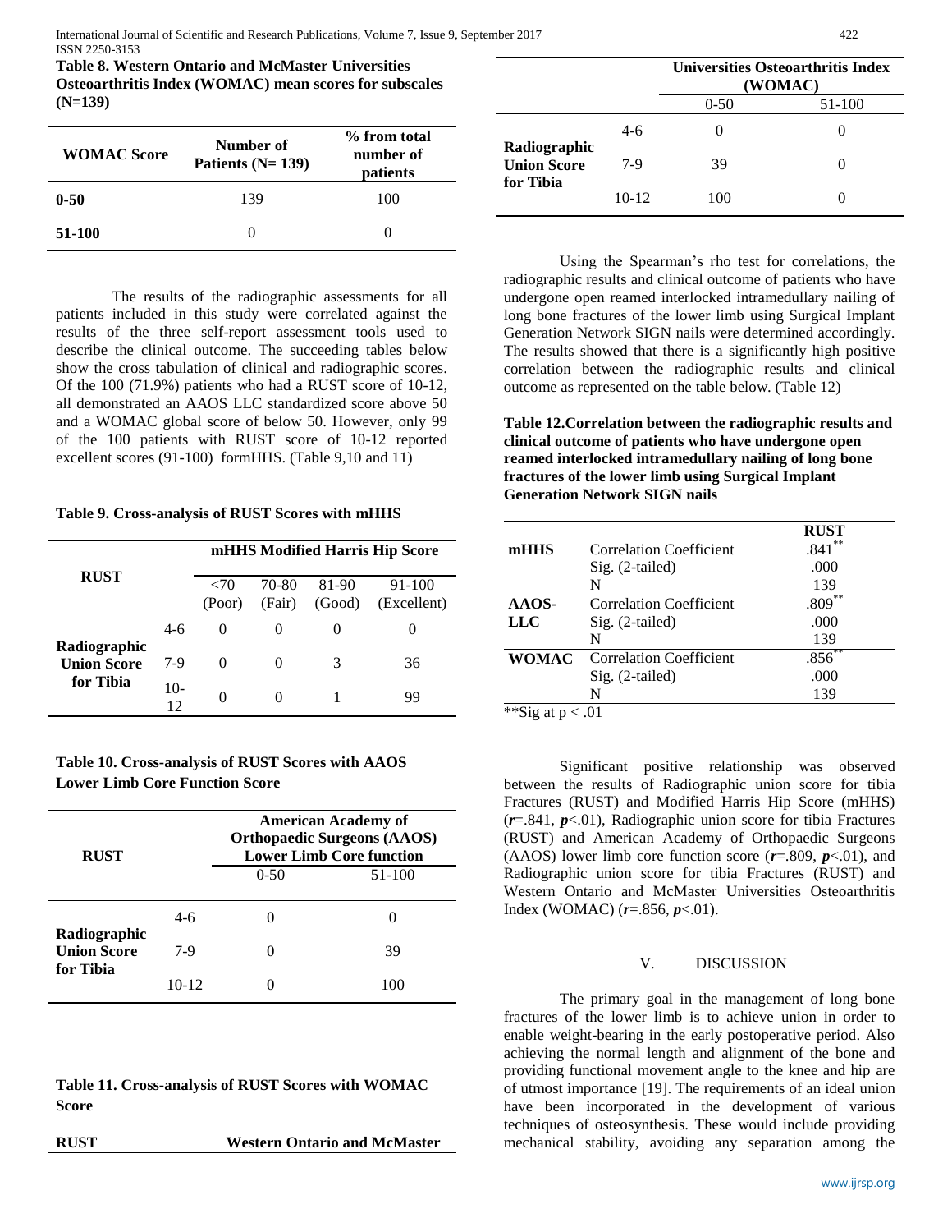**Table 8. Western Ontario and McMaster Universities Osteoarthritis Index (WOMAC) mean scores for subscales (N=139)**

| WOMAC Score | Number of Patients (N= 139) | % from total number of patients |
|---|---|---|
| **0-50** | 139 | 100 |
| **51-100** | 0 | 0 |

The results of the radiographic assessments for all patients included in this study were correlated against the results of the three self-report assessment tools used to describe the clinical outcome. The succeeding tables below show the cross tabulation of clinical and radiographic scores. Of the 100 (71.9%) patients who had a RUST score of 10-12, all demonstrated an AAOS LLC standardized score above 50 and a WOMAC global score of below 50. However, only 99 of the 100 patients with RUST score of 10-12 reported excellent scores (91-100) formHHS. (Table 9,10 and 11)

**Table 9. Cross-analysis of RUST Scores with mHHS**

| RUST | | mHHS Modified Harris Hip Score | | | |
|---|---|---|---|---|---|
| | | <70 (Poor) | 70-80 (Fair) | 81-90 (Good) | 91-100 (Excellent) |
| **Radiographic Union Score for Tibia** | 4-6 | 0 | 0 | 0 | 0 |
| | 7-9 | 0 | 0 | 3 | 36 |
| | 10-12 | 0 | 0 | 1 | 99 |

**Table 10. Cross-analysis of RUST Scores with AAOS Lower Limb Core Function Score**

| RUST | | American Academy of Orthopaedic Surgeons (AAOS) Lower Limb Core function | |
|---|---|---|---|
| | | 0-50 | 51-100 |
| **Radiographic Union Score for Tibia** | 4-6 | 0 | 0 |
| | 7-9 | 0 | 39 |
| | 10-12 | 0 | 100 |

**Table 11. Cross-analysis of RUST Scores with WOMAC Score**

| RUST | | Western Ontario and McMaster Universities Osteoarthritis Index (WOMAC) | |
|---|---|---|---|
| | | 0-50 | 51-100 |
| **Radiographic Union Score for Tibia** | 4-6 | 0 | 0 |
| | 7-9 | 39 | 0 |
| | 10-12 | 100 | 0 |

Using the Spearman's rho test for correlations, the radiographic results and clinical outcome of patients who have undergone open reamed interlocked intramedullary nailing of long bone fractures of the lower limb using Surgical Implant Generation Network SIGN nails were determined accordingly. The results showed that there is a significantly high positive correlation between the radiographic results and clinical outcome as represented on the table below. (Table 12)

**Table 12.Correlation between the radiographic results and clinical outcome of patients who have undergone open reamed interlocked intramedullary nailing of long bone fractures of the lower limb using Surgical Implant Generation Network SIGN nails**

| | | RUST |
|---|---|---|
| **mHHS** | Correlation Coefficient | .841** |
| | Sig. (2-tailed) | .000 |
| | N | 139 |
| **AAOS-LLC** | Correlation Coefficient | .809** |
| | Sig. (2-tailed) | .000 |
| | N | 139 |
| **WOMAC** | Correlation Coefficient | .856** |
| | Sig. (2-tailed) | .000 |
| | N | 139 |

**Sig at $p < .01$

Significant positive relationship was observed between the results of Radiographic union score for tibia Fractures (RUST) and Modified Harris Hip Score (mHHS) (***r***=.841, ***p***<.01), Radiographic union score for tibia Fractures (RUST) and American Academy of Orthopaedic Surgeons (AAOS) lower limb core function score (***r***=.809, ***p***<.01), and Radiographic union score for tibia Fractures (RUST) and Western Ontario and McMaster Universities Osteoarthritis Index (WOMAC) (***r***=.856, ***p***<.01).

## V. DISCUSSION

The primary goal in the management of long bone fractures of the lower limb is to achieve union in order to enable weight-bearing in the early postoperative period. Also achieving the normal length and alignment of the bone and providing functional movement angle to the knee and hip are of utmost importance [19]. The requirements of an ideal union have been incorporated in the development of various techniques of osteosynthesis. These would include providing mechanical stability, avoiding any separation among the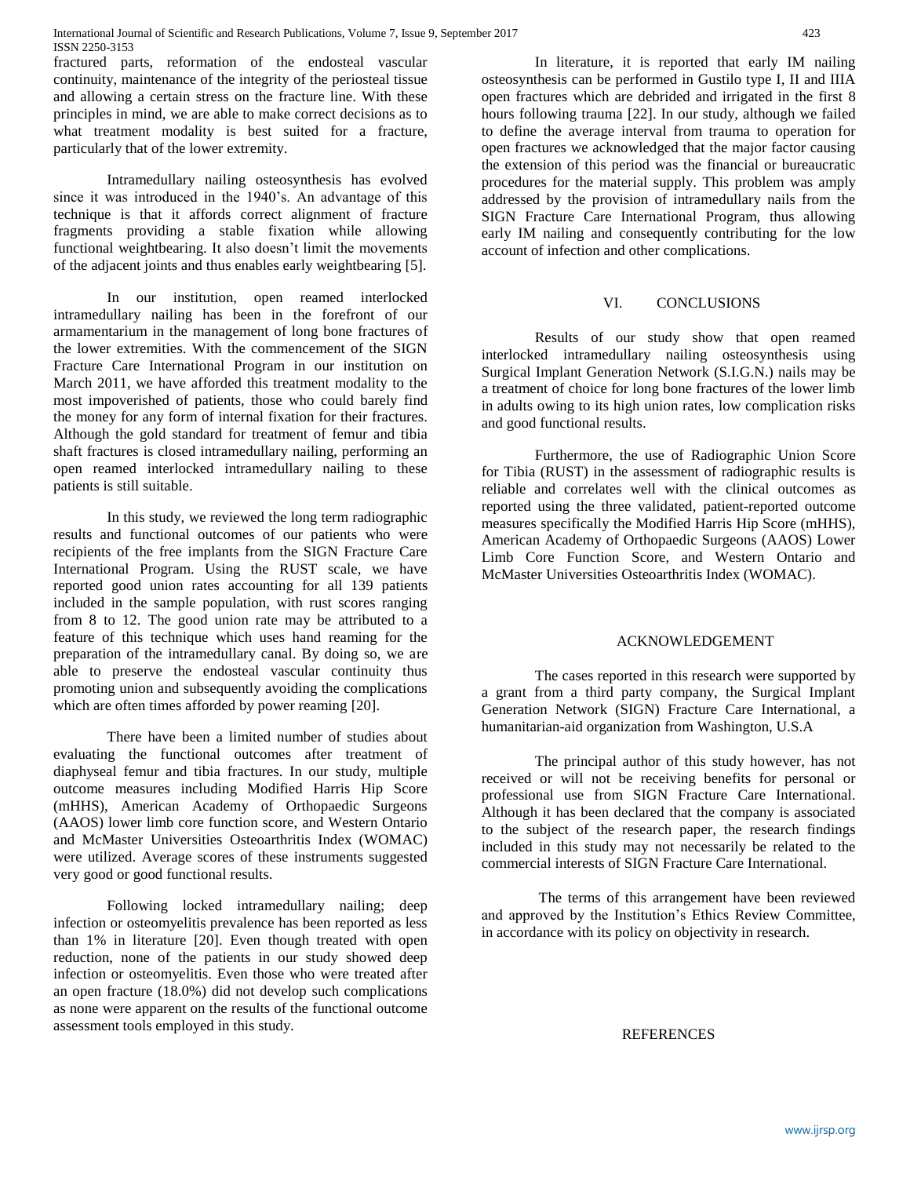fractured parts, reformation of the endosteal vascular continuity, maintenance of the integrity of the periosteal tissue and allowing a certain stress on the fracture line. With these principles in mind, we are able to make correct decisions as to what treatment modality is best suited for a fracture, particularly that of the lower extremity.

Intramedullary nailing osteosynthesis has evolved since it was introduced in the 1940's. An advantage of this technique is that it affords correct alignment of fracture fragments providing a stable fixation while allowing functional weightbearing. It also doesn't limit the movements of the adjacent joints and thus enables early weightbearing [5].

In our institution, open reamed interlocked intramedullary nailing has been in the forefront of our armamentarium in the management of long bone fractures of the lower extremities. With the commencement of the SIGN Fracture Care International Program in our institution on March 2011, we have afforded this treatment modality to the most impoverished of patients, those who could barely find the money for any form of internal fixation for their fractures. Although the gold standard for treatment of femur and tibia shaft fractures is closed intramedullary nailing, performing an open reamed interlocked intramedullary nailing to these patients is still suitable.

In this study, we reviewed the long term radiographic results and functional outcomes of our patients who were recipients of the free implants from the SIGN Fracture Care International Program. Using the RUST scale, we have reported good union rates accounting for all 139 patients included in the sample population, with rust scores ranging from 8 to 12. The good union rate may be attributed to a feature of this technique which uses hand reaming for the preparation of the intramedullary canal. By doing so, we are able to preserve the endosteal vascular continuity thus promoting union and subsequently avoiding the complications which are often times afforded by power reaming [20].

There have been a limited number of studies about evaluating the functional outcomes after treatment of diaphyseal femur and tibia fractures. In our study, multiple outcome measures including Modified Harris Hip Score (mHHS), American Academy of Orthopaedic Surgeons (AAOS) lower limb core function score, and Western Ontario and McMaster Universities Osteoarthritis Index (WOMAC) were utilized. Average scores of these instruments suggested very good or good functional results.

Following locked intramedullary nailing; deep infection or osteomyelitis prevalence has been reported as less than 1% in literature [20]. Even though treated with open reduction, none of the patients in our study showed deep infection or osteomyelitis. Even those who were treated after an open fracture (18.0%) did not develop such complications as none were apparent on the results of the functional outcome assessment tools employed in this study.

In literature, it is reported that early IM nailing osteosynthesis can be performed in Gustilo type I, II and IIIA open fractures which are debrided and irrigated in the first 8 hours following trauma [22]. In our study, although we failed to define the average interval from trauma to operation for open fractures we acknowledged that the major factor causing the extension of this period was the financial or bureaucratic procedures for the material supply. This problem was amply addressed by the provision of intramedullary nails from the SIGN Fracture Care International Program, thus allowing early IM nailing and consequently contributing for the low account of infection and other complications.

## VI. CONCLUSIONS

Results of our study show that open reamed interlocked intramedullary nailing osteosynthesis using Surgical Implant Generation Network (S.I.G.N.) nails may be a treatment of choice for long bone fractures of the lower limb in adults owing to its high union rates, low complication risks and good functional results.

Furthermore, the use of Radiographic Union Score for Tibia (RUST) in the assessment of radiographic results is reliable and correlates well with the clinical outcomes as reported using the three validated, patient-reported outcome measures specifically the Modified Harris Hip Score (mHHS), American Academy of Orthopaedic Surgeons (AAOS) Lower Limb Core Function Score, and Western Ontario and McMaster Universities Osteoarthritis Index (WOMAC).

## ACKNOWLEDGEMENT

The cases reported in this research were supported by a grant from a third party company, the Surgical Implant Generation Network (SIGN) Fracture Care International, a humanitarian-aid organization from Washington, U.S.A

The principal author of this study however, has not received or will not be receiving benefits for personal or professional use from SIGN Fracture Care International. Although it has been declared that the company is associated to the subject of the research paper, the research findings included in this study may not necessarily be related to the commercial interests of SIGN Fracture Care International.

The terms of this arrangement have been reviewed and approved by the Institution's Ethics Review Committee, in accordance with its policy on objectivity in research.

## REFERENCES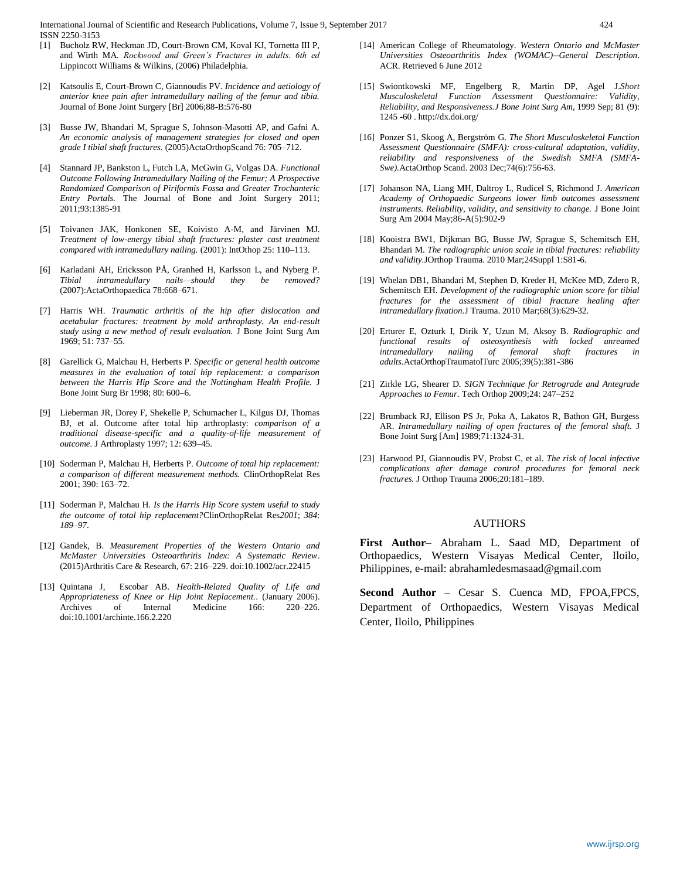[1] Bucholz RW, Heckman JD, Court-Brown CM, Koval KJ, Tornetta III P, and Wirth MA. *Rockwood and Green's Fractures in adults. 6th ed* Lippincott Williams & Wilkins, (2006) Philadelphia.

[2] Katsoulis E, Court-Brown C, Giannoudis PV. *Incidence and aetiology of anterior knee pain after intramedullary nailing of the femur and tibia.* Journal of Bone Joint Surgery [Br] 2006;88-B:576-80

[3] Busse JW, Bhandari M, Sprague S, Johnson-Masotti AP, and Gafni A. *An economic analysis of management strategies for closed and open grade I tibial shaft fractures.* (2005)ActaOrthopScand 76: 705–712.

[4] Stannard JP, Bankston L, Futch LA, McGwin G, Volgas DA. *Functional Outcome Following Intramedullary Nailing of the Femur; A Prospective Randomized Comparison of Piriformis Fossa and Greater Trochanteric Entry Portals.* The Journal of Bone and Joint Surgery 2011; 2011;93:1385-91

[5] Toivanen JAK, Honkonen SE, Koivisto A-M, and Järvinen MJ. *Treatment of low-energy tibial shaft fractures: plaster cast treatment compared with intramedullary nailing.* (2001): IntOthop 25: 110–113.

[6] Karladani AH, Ericksson PÅ, Granhed H, Karlsson L, and Nyberg P. *Tibial intramedullary nails—should they be removed?* (2007):ActaOrthopaedica 78:668–671.

[7] Harris WH. *Traumatic arthritis of the hip after dislocation and acetabular fractures: treatment by mold arthroplasty. An end-result study using a new method of result evaluation.* J Bone Joint Surg Am 1969; 51: 737–55.

[8] Garellick G, Malchau H, Herberts P. *Specific or general health outcome measures in the evaluation of total hip replacement: a comparison between the Harris Hip Score and the Nottingham Health Profile.* J Bone Joint Surg Br 1998; 80: 600–6.

[9] Lieberman JR, Dorey F, Shekelle P, Schumacher L, Kilgus DJ, Thomas BJ, et al. Outcome after total hip arthroplasty: *comparison of a traditional disease-specific and a quality-of-life measurement of outcome.* J Arthroplasty 1997; 12: 639–45.

[10] Soderman P, Malchau H, Herberts P. *Outcome of total hip replacement: a comparison of different measurement methods.* ClinOrthopRelat Res 2001; 390: 163–72.

[11] Soderman P, Malchau H. *Is the Harris Hip Score system useful to study the outcome of total hip replacement?*ClinOrthopRelat Res*2001*; *384*: *189–97*.

[12] Gandek, B. *Measurement Properties of the Western Ontario and McMaster Universities Osteoarthritis Index: A Systematic Review*. (2015)Arthritis Care & Research, 67: 216–229. doi:10.1002/acr.22415

[13] Quintana J, Escobar AB. *Health-Related Quality of Life and Appropriateness of Knee or Hip Joint Replacement.*. (January 2006). Archives of Internal Medicine 166: 220–226. doi:10.1001/archinte.166.2.220

[14] American College of Rheumatology. *Western Ontario and McMaster Universities Osteoarthritis Index (WOMAC)--General Description*. ACR. Retrieved 6 June 2012

[15] Swiontkowski MF, Engelberg R, Martin DP, Agel J.*Short Musculoskeletal Function Assessment Questionnaire: Validity, Reliability, and Responsiveness.J Bone Joint Surg Am*, 1999 Sep; 81 (9): 1245 -60 . http://dx.doi.org/

[16] Ponzer S1, Skoog A, Bergström G. *The Short Musculoskeletal Function Assessment Questionnaire (SMFA): cross-cultural adaptation, validity, reliability and responsiveness of the Swedish SMFA (SMFA-Swe).*ActaOrthop Scand. 2003 Dec;74(6):756-63.

[17] Johanson NA, Liang MH, Daltroy L, Rudicel S, Richmond J. *American Academy of Orthopaedic Surgeons lower limb outcomes assessment instruments. Reliability, validity, and sensitivity to change.* J Bone Joint Surg Am 2004 May;86-A(5):902-9

[18] Kooistra BW1, Dijkman BG, Busse JW, Sprague S, Schemitsch EH, Bhandari M. *The radiographic union scale in tibial fractures: reliability and validity.*JOrthop Trauma. 2010 Mar;24Suppl 1:S81-6.

[19] Whelan DB1, Bhandari M, Stephen D, Kreder H, McKee MD, Zdero R, Schemitsch EH. *Development of the radiographic union score for tibial fractures for the assessment of tibial fracture healing after intramedullary fixation.*J Trauma. 2010 Mar;68(3):629-32.

[20] Erturer E, Ozturk I, Dirik Y, Uzun M, Aksoy B. *Radiographic and functional results of osteosynthesis with locked unreamed intramedullary nailing of femoral shaft fractures in adults.*ActaOrthopTraumatolTurc 2005;39(5):381-386

[21] Zirkle LG, Shearer D. *SIGN Technique for Retrograde and Antegrade Approaches to Femur.* Tech Orthop 2009;24: 247–252

[22] Brumback RJ, Ellison PS Jr, Poka A, Lakatos R, Bathon GH, Burgess AR. *Intramedullary nailing of open fractures of the femoral shaft.* J Bone Joint Surg [Am] 1989;71:1324-31.

[23] Harwood PJ, Giannoudis PV, Probst C, et al. *The risk of local infective complications after damage control procedures for femoral neck fractures.* J Orthop Trauma 2006;20:181–189.

## AUTHORS

**First Author**– Abraham L. Saad MD, Department of Orthopaedics, Western Visayas Medical Center, Iloilo, Philippines, e-mail: abrahamledesmasaad@gmail.com

**Second Author** – Cesar S. Cuenca MD, FPOA,FPCS, Department of Orthopaedics, Western Visayas Medical Center, Iloilo, Philippines